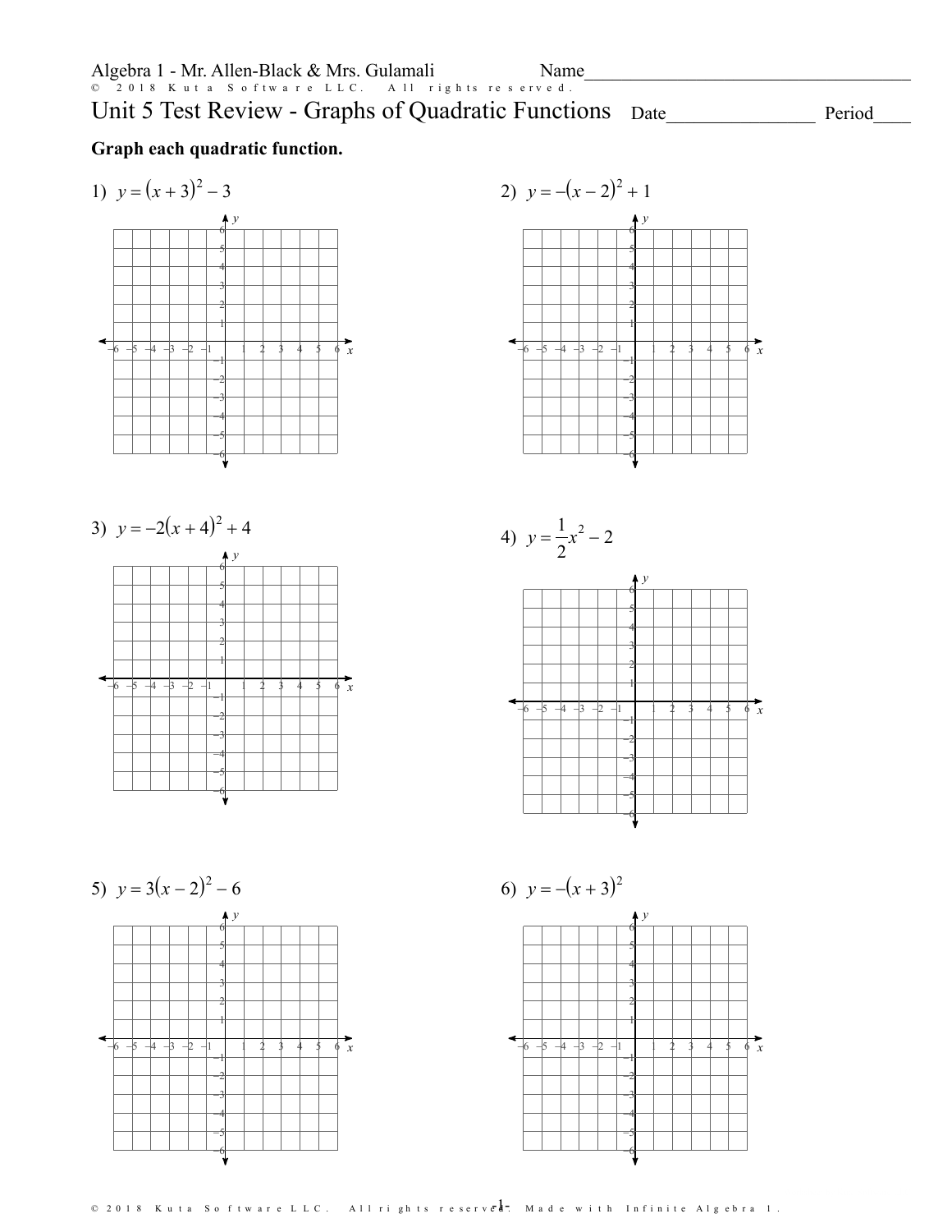Algebra 1 - Mr. Allen-Black & Mrs. Gulamali

Name____________________________________

# Unit 5 Test Review - Graphs of Quadratic Functions

Date________________ Period____

**Graph each quadratic function.**

1) $y = (x + 3)^2 - 3$

2) $y = -(x - 2)^2 + 1$

3) $y = -2(x + 4)^2 + 4$

4) $y = \frac{1}{2}x^2 - 2$

5) $y = 3(x - 2)^2 - 6$

6) $y = -(x + 3)^2$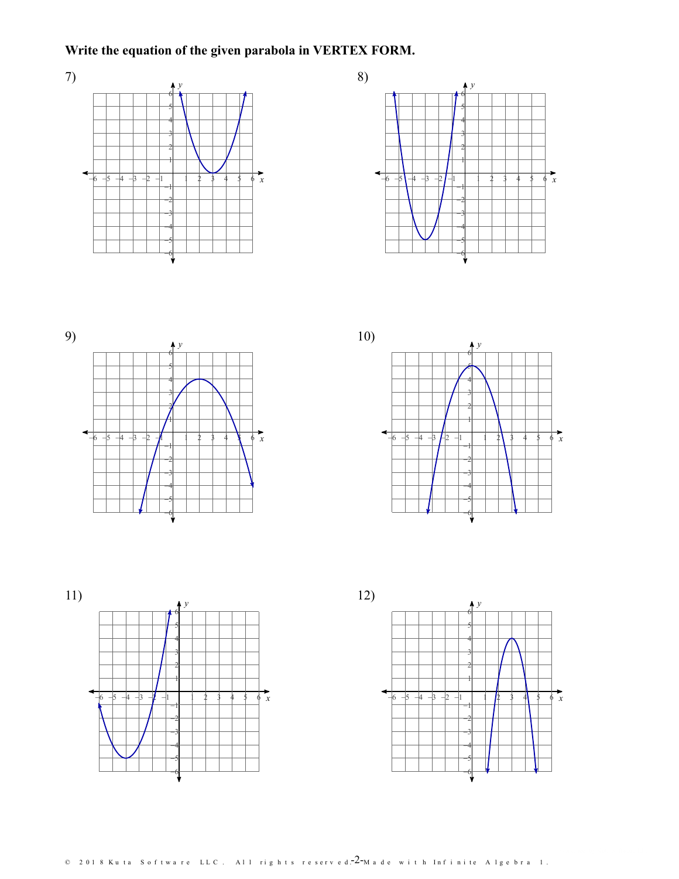**Write the equation of the given parabola in VERTEX FORM.**

7)

8)

9)

10)

11)

12)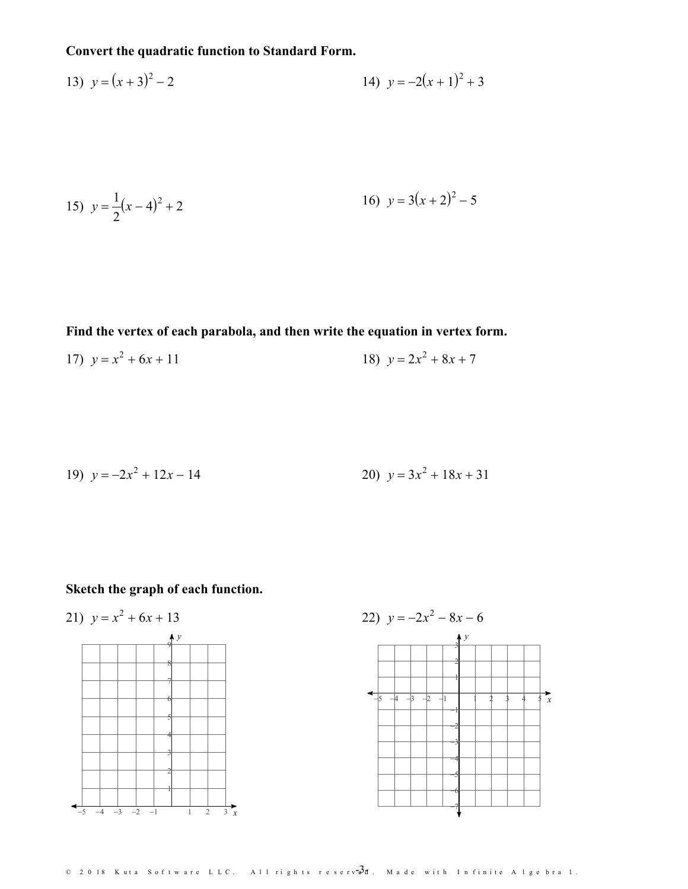**Convert the quadratic function to Standard Form.**

13) $y = (x + 3)^2 - 2$

14) $y = -2(x + 1)^2 + 3$

15) $y = \frac{1}{2}(x - 4)^2 + 2$

16) $y = 3(x + 2)^2 - 5$

**Find the vertex of each parabola, and then write the equation in vertex form.**

17) $y = x^2 + 6x + 11$

18) $y = 2x^2 + 8x + 7$

19) $y = -2x^2 + 12x - 14$

20) $y = 3x^2 + 18x + 31$

**Sketch the graph of each function.**

21) $y = x^2 + 6x + 13$

22) $y = -2x^2 - 8x - 6$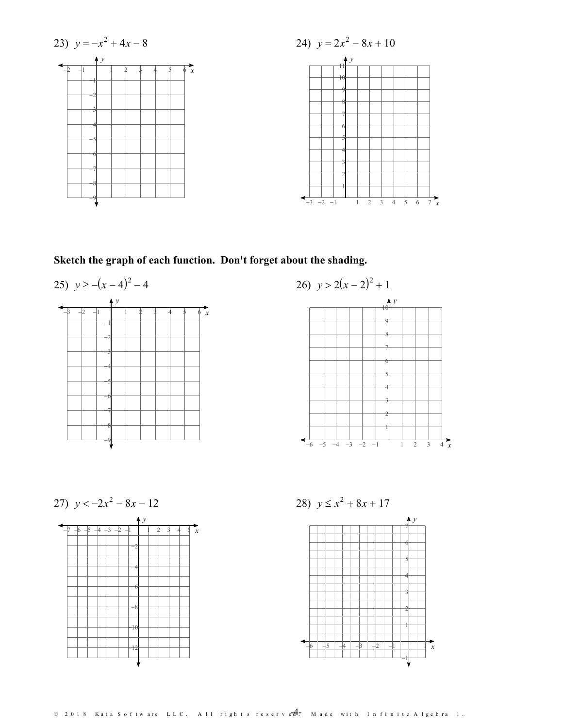23) $y = -x^2 + 4x - 8$

24) $y = 2x^2 - 8x + 10$

**Sketch the graph of each function. Don't forget about the shading.**

25) $y \geq -(x - 4)^2 - 4$

26) $y > 2(x - 2)^2 + 1$

27) $y < -2x^2 - 8x - 12$

28) $y \leq x^2 + 8x + 17$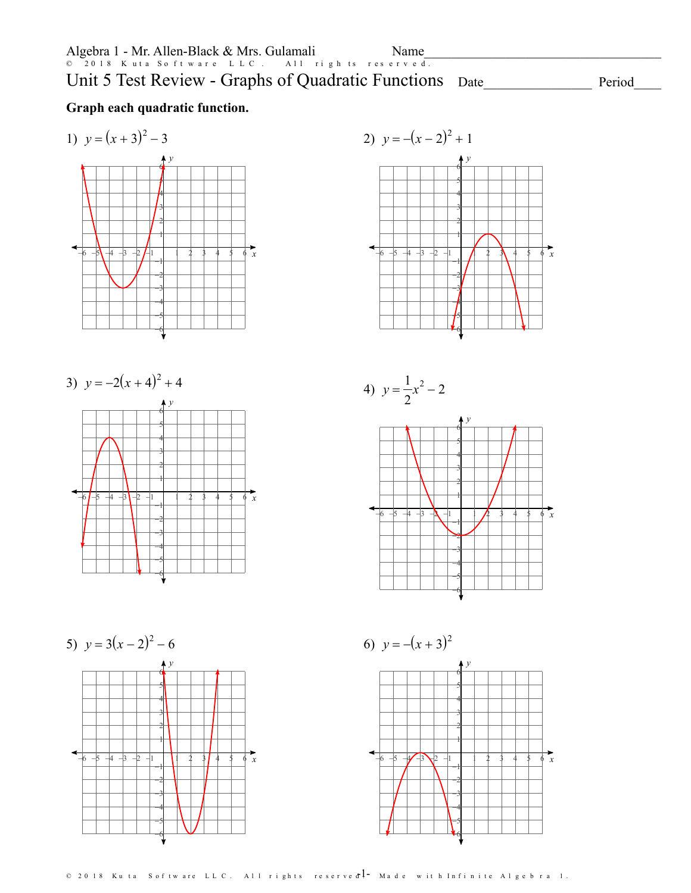Algebra 1 - Mr. Allen-Black & Mrs. Gulamali

Name________________________________

# Unit 5 Test Review - Graphs of Quadratic Functions

Date________________ Period____

**Graph each quadratic function.**

1) $y = (x + 3)^2 - 3$

2) $y = -(x - 2)^2 + 1$

3) $y = -2(x + 4)^2 + 4$

4) $y = \frac{1}{2}x^2 - 2$

5) $y = 3(x - 2)^2 - 6$

6) $y = -(x + 3)^2$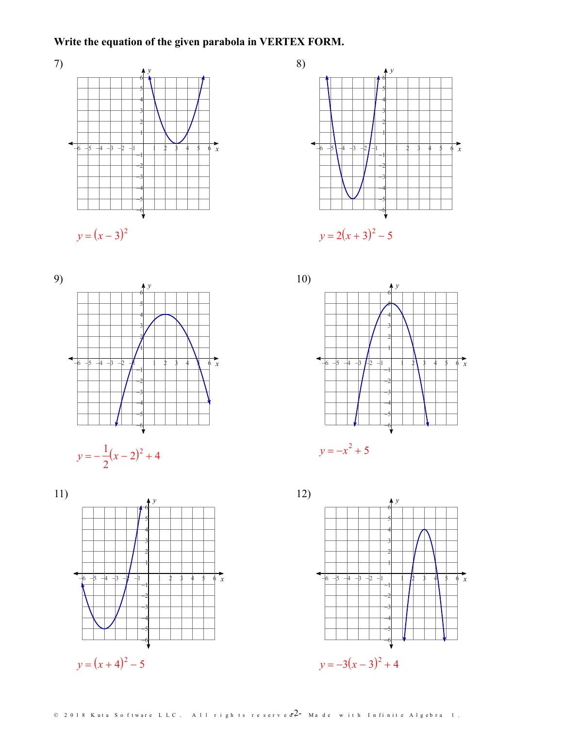**Write the equation of the given parabola in VERTEX FORM.**

7)

$y = (x - 3)^2$

8)

$y = 2(x + 3)^2 - 5$

9)

$y = -\frac{1}{2}(x - 2)^2 + 4$

10)

$y = -x^2 + 5$

11)

$y = (x + 4)^2 - 5$

12)

$y = -3(x - 3)^2 + 4$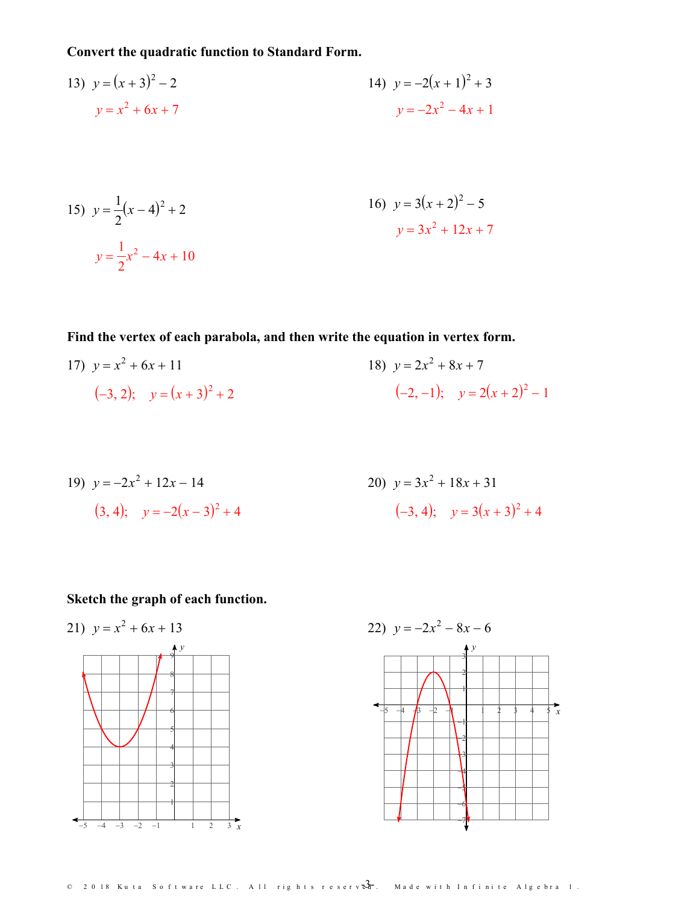**Convert the quadratic function to Standard Form.**

13) $y = (x + 3)^2 - 2$

$y = x^2 + 6x + 7$

14) $y = -2(x + 1)^2 + 3$

$y = -2x^2 - 4x + 1$

15) $y = \frac{1}{2}(x - 4)^2 + 2$

$y = \frac{1}{2}x^2 - 4x + 10$

16) $y = 3(x + 2)^2 - 5$

$y = 3x^2 + 12x + 7$

**Find the vertex of each parabola, and then write the equation in vertex form.**

17) $y = x^2 + 6x + 11$

$(-3, 2)$; $y = (x + 3)^2 + 2$

18) $y = 2x^2 + 8x + 7$

$(-2, -1)$; $y = 2(x + 2)^2 - 1$

19) $y = -2x^2 + 12x - 14$

$(3, 4)$; $y = -2(x - 3)^2 + 4$

20) $y = 3x^2 + 18x + 31$

$(-3, 4)$; $y = 3(x + 3)^2 + 4$

**Sketch the graph of each function.**

21) $y = x^2 + 6x + 13$

22) $y = -2x^2 - 8x - 6$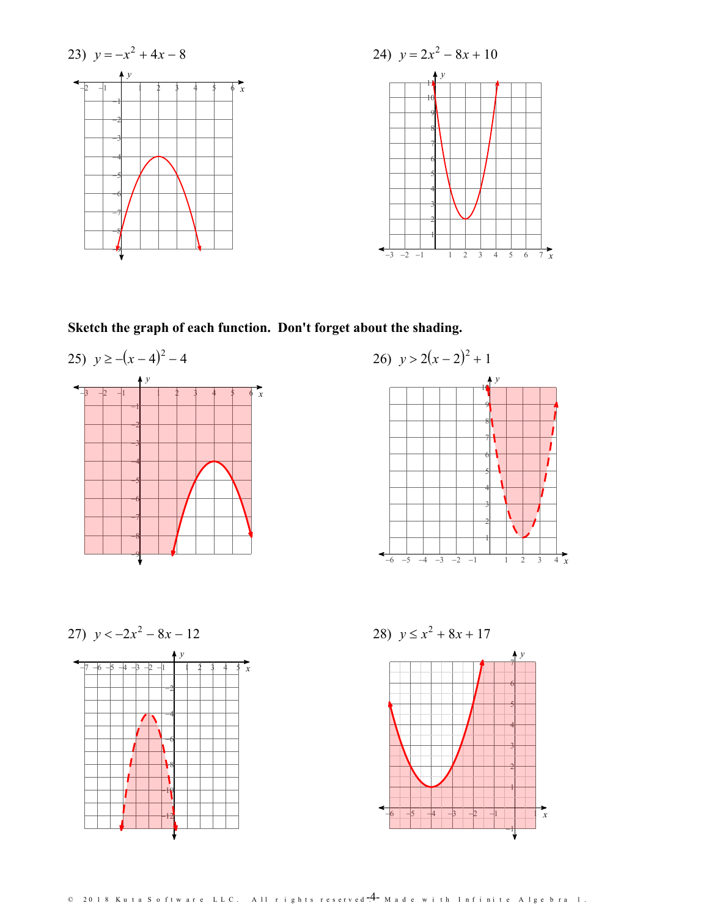23) $y = -x^2 + 4x - 8$

24) $y = 2x^2 - 8x + 10$

**Sketch the graph of each function. Don't forget about the shading.**

25) $y \geq -(x - 4)^2 - 4$

26) $y > 2(x - 2)^2 + 1$

27) $y < -2x^2 - 8x - 12$

28) $y \leq x^2 + 8x + 17$